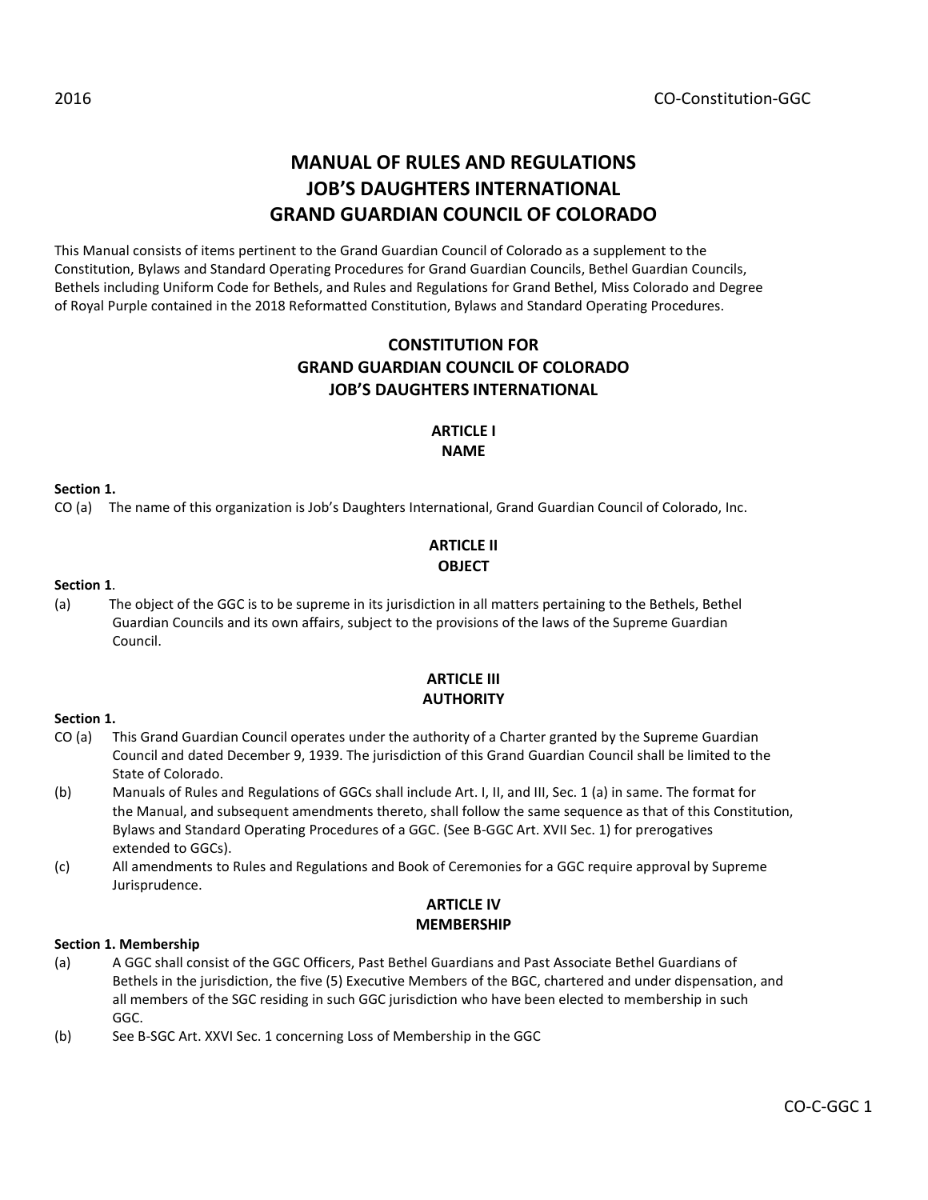# MANUAL OF RULES AND REGULATIONS
# JOB'S DAUGHTERS INTERNATIONAL
# GRAND GUARDIAN COUNCIL OF COLORADO

This Manual consists of items pertinent to the Grand Guardian Council of Colorado as a supplement to the Constitution, Bylaws and Standard Operating Procedures for Grand Guardian Councils, Bethel Guardian Councils, Bethels including Uniform Code for Bethels, and Rules and Regulations for Grand Bethel, Miss Colorado and Degree of Royal Purple contained in the 2018 Reformatted Constitution, Bylaws and Standard Operating Procedures.

## CONSTITUTION FOR
## GRAND GUARDIAN COUNCIL OF COLORADO
## JOB'S DAUGHTERS INTERNATIONAL

### ARTICLE I
### NAME

**Section 1.**

CO (a) The name of this organization is Job's Daughters International, Grand Guardian Council of Colorado, Inc.

### ARTICLE II
### OBJECT

**Section 1**.

(a) The object of the GGC is to be supreme in its jurisdiction in all matters pertaining to the Bethels, Bethel Guardian Councils and its own affairs, subject to the provisions of the laws of the Supreme Guardian Council.

### ARTICLE III
### AUTHORITY

**Section 1.**

CO (a) This Grand Guardian Council operates under the authority of a Charter granted by the Supreme Guardian Council and dated December 9, 1939. The jurisdiction of this Grand Guardian Council shall be limited to the State of Colorado.

(b) Manuals of Rules and Regulations of GGCs shall include Art. I, II, and III, Sec. 1 (a) in same. The format for the Manual, and subsequent amendments thereto, shall follow the same sequence as that of this Constitution, Bylaws and Standard Operating Procedures of a GGC. (See B-GGC Art. XVII Sec. 1) for prerogatives extended to GGCs).

(c) All amendments to Rules and Regulations and Book of Ceremonies for a GGC require approval by Supreme Jurisprudence.

### ARTICLE IV
### MEMBERSHIP

**Section 1. Membership**

(a) A GGC shall consist of the GGC Officers, Past Bethel Guardians and Past Associate Bethel Guardians of Bethels in the jurisdiction, the five (5) Executive Members of the BGC, chartered and under dispensation, and all members of the SGC residing in such GGC jurisdiction who have been elected to membership in such GGC.

(b) See B-SGC Art. XXVI Sec. 1 concerning Loss of Membership in the GGC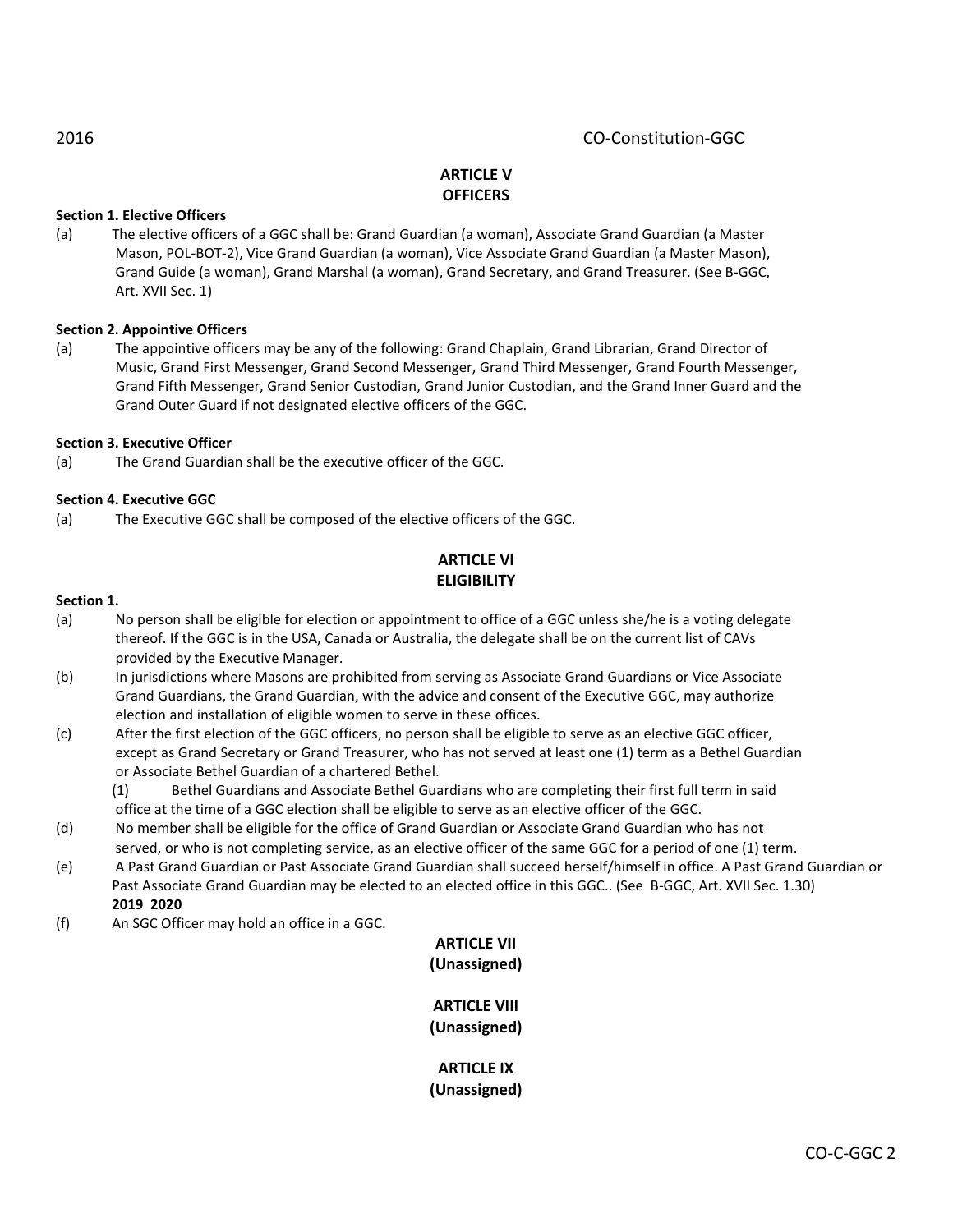## ARTICLE V
## OFFICERS

**Section 1. Elective Officers**

(a) The elective officers of a GGC shall be: Grand Guardian (a woman), Associate Grand Guardian (a Master Mason, POL-BOT-2), Vice Grand Guardian (a woman), Vice Associate Grand Guardian (a Master Mason), Grand Guide (a woman), Grand Marshal (a woman), Grand Secretary, and Grand Treasurer. (See B-GGC, Art. XVII Sec. 1)

**Section 2. Appointive Officers**

(a) The appointive officers may be any of the following: Grand Chaplain, Grand Librarian, Grand Director of Music, Grand First Messenger, Grand Second Messenger, Grand Third Messenger, Grand Fourth Messenger, Grand Fifth Messenger, Grand Senior Custodian, Grand Junior Custodian, and the Grand Inner Guard and the Grand Outer Guard if not designated elective officers of the GGC.

**Section 3. Executive Officer**

(a) The Grand Guardian shall be the executive officer of the GGC.

**Section 4. Executive GGC**

(a) The Executive GGC shall be composed of the elective officers of the GGC.

## ARTICLE VI
## ELIGIBILITY

**Section 1.**

(a) No person shall be eligible for election or appointment to office of a GGC unless she/he is a voting delegate thereof. If the GGC is in the USA, Canada or Australia, the delegate shall be on the current list of CAVs provided by the Executive Manager.

(b) In jurisdictions where Masons are prohibited from serving as Associate Grand Guardians or Vice Associate Grand Guardians, the Grand Guardian, with the advice and consent of the Executive GGC, may authorize election and installation of eligible women to serve in these offices.

(c) After the first election of the GGC officers, no person shall be eligible to serve as an elective GGC officer, except as Grand Secretary or Grand Treasurer, who has not served at least one (1) term as a Bethel Guardian or Associate Bethel Guardian of a chartered Bethel.

(1) Bethel Guardians and Associate Bethel Guardians who are completing their first full term in said office at the time of a GGC election shall be eligible to serve as an elective officer of the GGC.

(d) No member shall be eligible for the office of Grand Guardian or Associate Grand Guardian who has not served, or who is not completing service, as an elective officer of the same GGC for a period of one (1) term.

(e) A Past Grand Guardian or Past Associate Grand Guardian shall succeed herself/himself in office. A Past Grand Guardian or Past Associate Grand Guardian may be elected to an elected office in this GGC.. (See B-GGC, Art. XVII Sec. 1.30)
**2019 2020**

(f) An SGC Officer may hold an office in a GGC.

## ARTICLE VII
## (Unassigned)

## ARTICLE VIII
## (Unassigned)

## ARTICLE IX
## (Unassigned)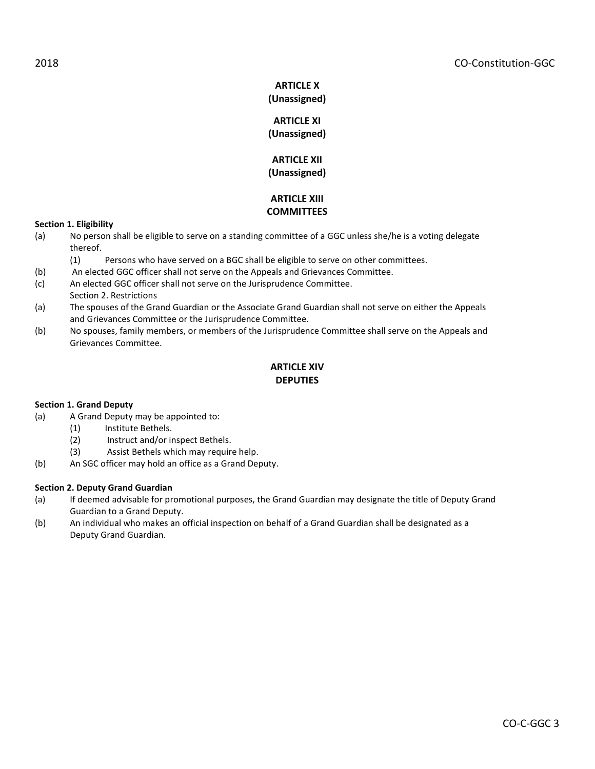## ARTICLE X
## (Unassigned)

## ARTICLE XI
## (Unassigned)

## ARTICLE XII
## (Unassigned)

## ARTICLE XIII
## COMMITTEES

**Section 1. Eligibility**

(a) No person shall be eligible to serve on a standing committee of a GGC unless she/he is a voting delegate thereof.

 (1) Persons who have served on a BGC shall be eligible to serve on other committees.

(b) An elected GGC officer shall not serve on the Appeals and Grievances Committee.

(c) An elected GGC officer shall not serve on the Jurisprudence Committee.

Section 2. Restrictions

(a) The spouses of the Grand Guardian or the Associate Grand Guardian shall not serve on either the Appeals and Grievances Committee or the Jurisprudence Committee.

(b) No spouses, family members, or members of the Jurisprudence Committee shall serve on the Appeals and Grievances Committee.

## ARTICLE XIV
## DEPUTIES

**Section 1. Grand Deputy**

(a) A Grand Deputy may be appointed to:

 (1) Institute Bethels.

 (2) Instruct and/or inspect Bethels.

 (3) Assist Bethels which may require help.

(b) An SGC officer may hold an office as a Grand Deputy.

**Section 2. Deputy Grand Guardian**

(a) If deemed advisable for promotional purposes, the Grand Guardian may designate the title of Deputy Grand Guardian to a Grand Deputy.

(b) An individual who makes an official inspection on behalf of a Grand Guardian shall be designated as a Deputy Grand Guardian.